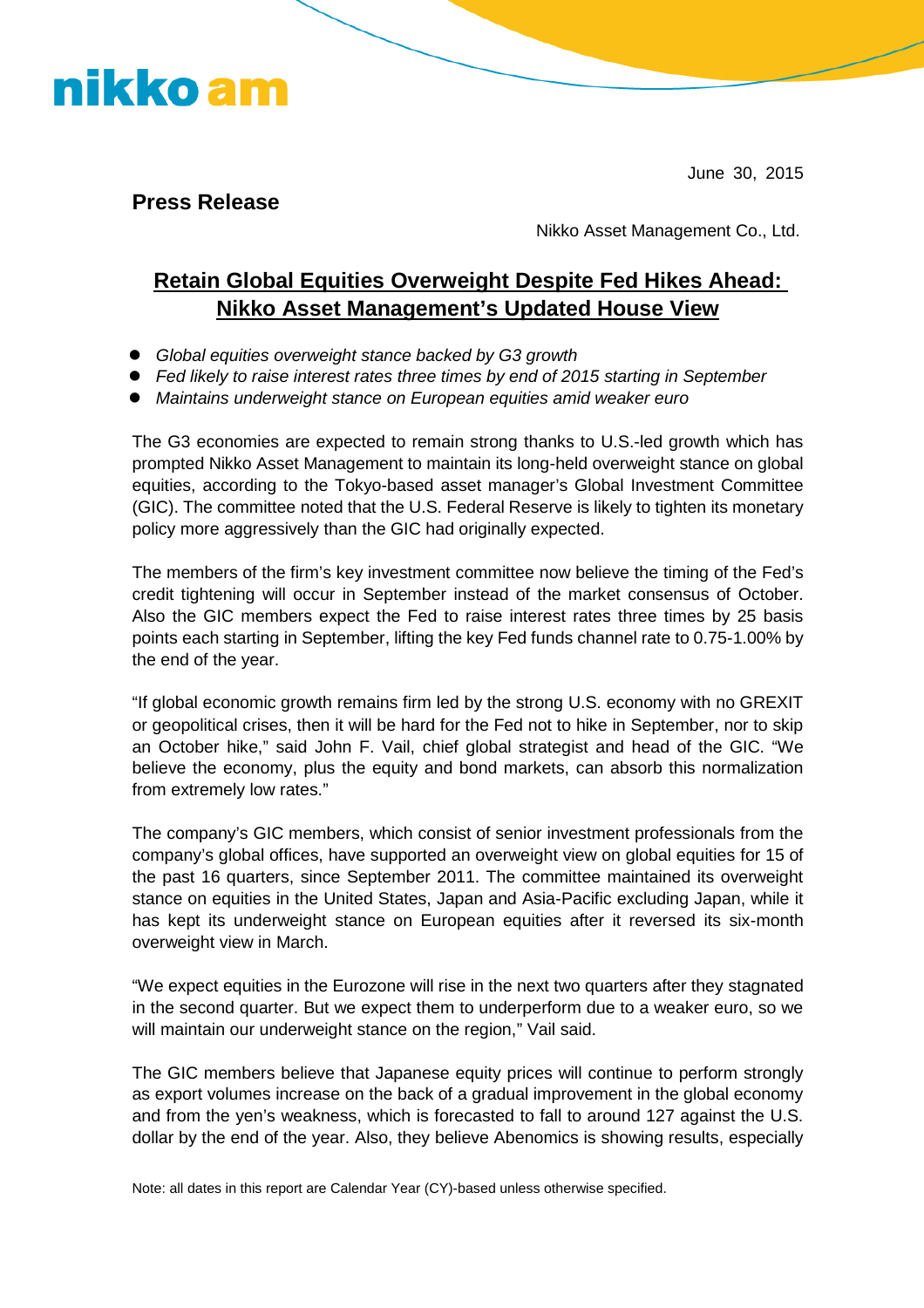nikko am

June 30, 2015

**Press Release**

Nikko Asset Management Co., Ltd.

# Retain Global Equities Overweight Despite Fed Hikes Ahead: Nikko Asset Management's Updated House View

- *Global equities overweight stance backed by G3 growth*
- *Fed likely to raise interest rates three times by end of 2015 starting in September*
- *Maintains underweight stance on European equities amid weaker euro*

The G3 economies are expected to remain strong thanks to U.S.-led growth which has prompted Nikko Asset Management to maintain its long-held overweight stance on global equities, according to the Tokyo-based asset manager's Global Investment Committee (GIC). The committee noted that the U.S. Federal Reserve is likely to tighten its monetary policy more aggressively than the GIC had originally expected.

The members of the firm's key investment committee now believe the timing of the Fed's credit tightening will occur in September instead of the market consensus of October. Also the GIC members expect the Fed to raise interest rates three times by 25 basis points each starting in September, lifting the key Fed funds channel rate to 0.75-1.00% by the end of the year.

"If global economic growth remains firm led by the strong U.S. economy with no GREXIT or geopolitical crises, then it will be hard for the Fed not to hike in September, nor to skip an October hike," said John F. Vail, chief global strategist and head of the GIC. "We believe the economy, plus the equity and bond markets, can absorb this normalization from extremely low rates."

The company's GIC members, which consist of senior investment professionals from the company's global offices, have supported an overweight view on global equities for 15 of the past 16 quarters, since September 2011. The committee maintained its overweight stance on equities in the United States, Japan and Asia-Pacific excluding Japan, while it has kept its underweight stance on European equities after it reversed its six-month overweight view in March.

"We expect equities in the Eurozone will rise in the next two quarters after they stagnated in the second quarter. But we expect them to underperform due to a weaker euro, so we will maintain our underweight stance on the region," Vail said.

The GIC members believe that Japanese equity prices will continue to perform strongly as export volumes increase on the back of a gradual improvement in the global economy and from the yen's weakness, which is forecasted to fall to around 127 against the U.S. dollar by the end of the year. Also, they believe Abenomics is showing results, especially

Note: all dates in this report are Calendar Year (CY)-based unless otherwise specified.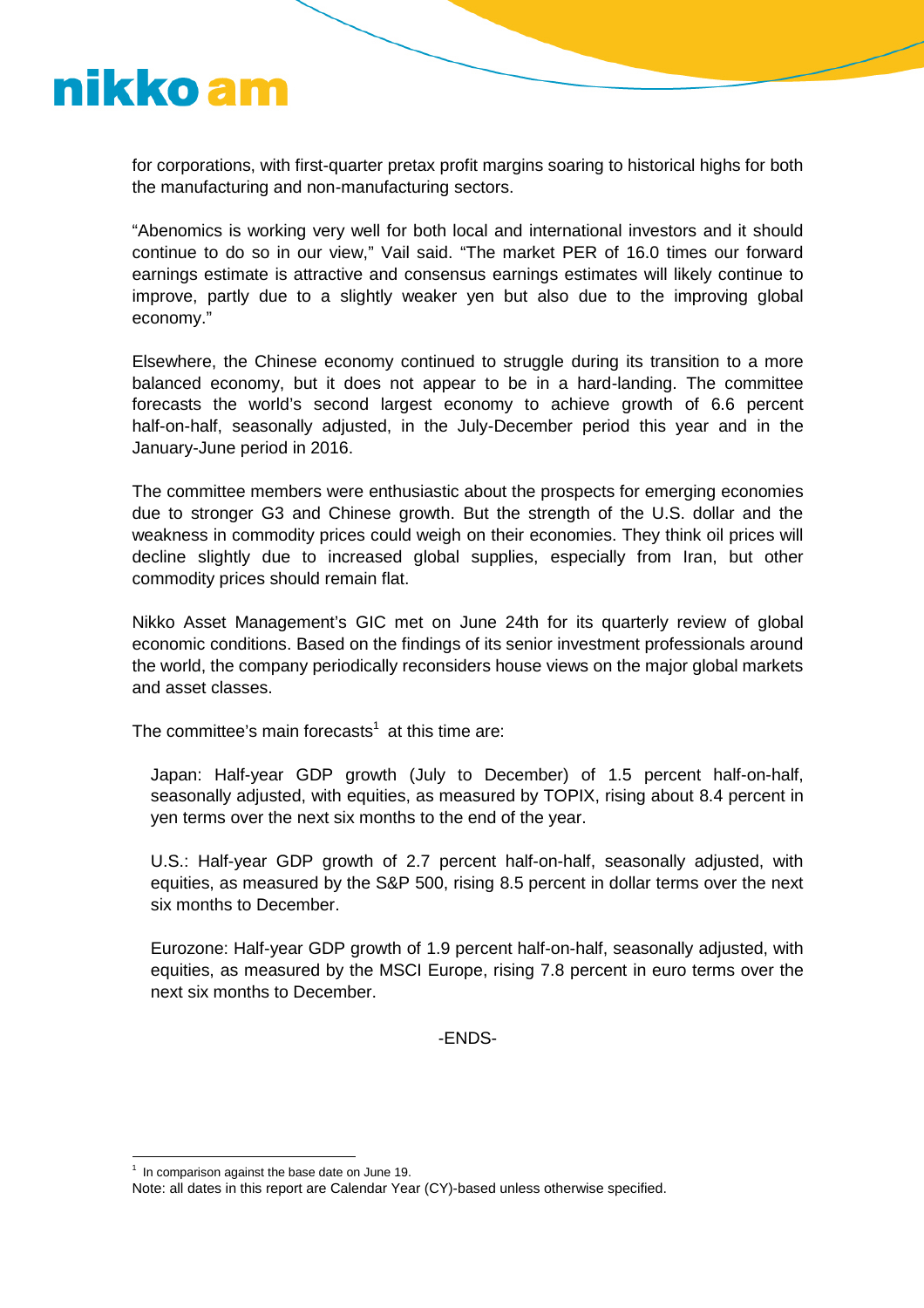for corporations, with first-quarter pretax profit margins soaring to historical highs for both the manufacturing and non-manufacturing sectors.

"Abenomics is working very well for both local and international investors and it should continue to do so in our view," Vail said. "The market PER of 16.0 times our forward earnings estimate is attractive and consensus earnings estimates will likely continue to improve, partly due to a slightly weaker yen but also due to the improving global economy."

Elsewhere, the Chinese economy continued to struggle during its transition to a more balanced economy, but it does not appear to be in a hard-landing. The committee forecasts the world's second largest economy to achieve growth of 6.6 percent half-on-half, seasonally adjusted, in the July-December period this year and in the January-June period in 2016.

The committee members were enthusiastic about the prospects for emerging economies due to stronger G3 and Chinese growth. But the strength of the U.S. dollar and the weakness in commodity prices could weigh on their economies. They think oil prices will decline slightly due to increased global supplies, especially from Iran, but other commodity prices should remain flat.

Nikko Asset Management's GIC met on June 24th for its quarterly review of global economic conditions. Based on the findings of its senior investment professionals around the world, the company periodically reconsiders house views on the major global markets and asset classes.

The committee's main forecasts[1] at this time are:

Japan: Half-year GDP growth (July to December) of 1.5 percent half-on-half, seasonally adjusted, with equities, as measured by TOPIX, rising about 8.4 percent in yen terms over the next six months to the end of the year.

U.S.: Half-year GDP growth of 2.7 percent half-on-half, seasonally adjusted, with equities, as measured by the S&P 500, rising 8.5 percent in dollar terms over the next six months to December.

Eurozone: Half-year GDP growth of 1.9 percent half-on-half, seasonally adjusted, with equities, as measured by the MSCI Europe, rising 7.8 percent in euro terms over the next six months to December.

-ENDS-

[1] In comparison against the base date on June 19.

Note: all dates in this report are Calendar Year (CY)-based unless otherwise specified.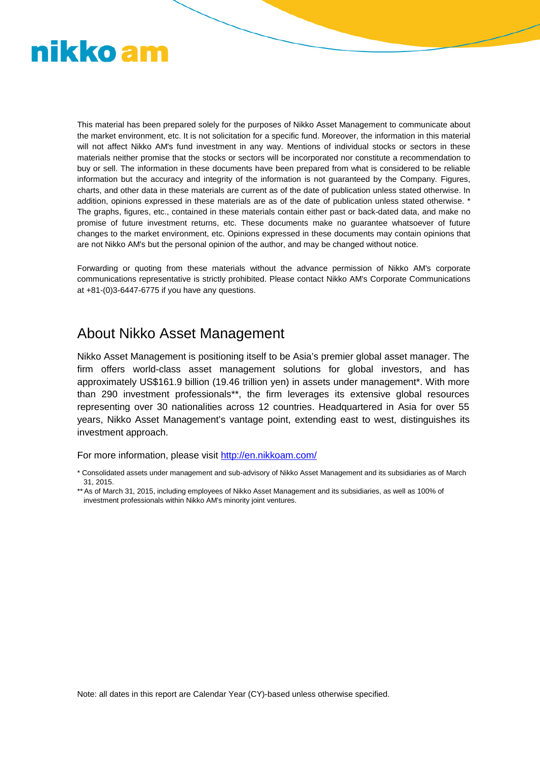nikko am

This material has been prepared solely for the purposes of Nikko Asset Management to communicate about the market environment, etc. It is not solicitation for a specific fund. Moreover, the information in this material will not affect Nikko AM's fund investment in any way. Mentions of individual stocks or sectors in these materials neither promise that the stocks or sectors will be incorporated nor constitute a recommendation to buy or sell. The information in these documents have been prepared from what is considered to be reliable information but the accuracy and integrity of the information is not guaranteed by the Company. Figures, charts, and other data in these materials are current as of the date of publication unless stated otherwise. In addition, opinions expressed in these materials are as of the date of publication unless stated otherwise. * The graphs, figures, etc., contained in these materials contain either past or back-dated data, and make no promise of future investment returns, etc. These documents make no guarantee whatsoever of future changes to the market environment, etc. Opinions expressed in these documents may contain opinions that are not Nikko AM's but the personal opinion of the author, and may be changed without notice.

Forwarding or quoting from these materials without the advance permission of Nikko AM's corporate communications representative is strictly prohibited. Please contact Nikko AM's Corporate Communications at +81-(0)3-6447-6775 if you have any questions.

## About Nikko Asset Management

Nikko Asset Management is positioning itself to be Asia's premier global asset manager. The firm offers world-class asset management solutions for global investors, and has approximately US$161.9 billion (19.46 trillion yen) in assets under management*. With more than 290 investment professionals**, the firm leverages its extensive global resources representing over 30 nationalities across 12 countries. Headquartered in Asia for over 55 years, Nikko Asset Management's vantage point, extending east to west, distinguishes its investment approach.

For more information, please visit http://en.nikkoam.com/

* Consolidated assets under management and sub-advisory of Nikko Asset Management and its subsidiaries as of March 31, 2015.

** As of March 31, 2015, including employees of Nikko Asset Management and its subsidiaries, as well as 100% of investment professionals within Nikko AM's minority joint ventures.

Note: all dates in this report are Calendar Year (CY)-based unless otherwise specified.